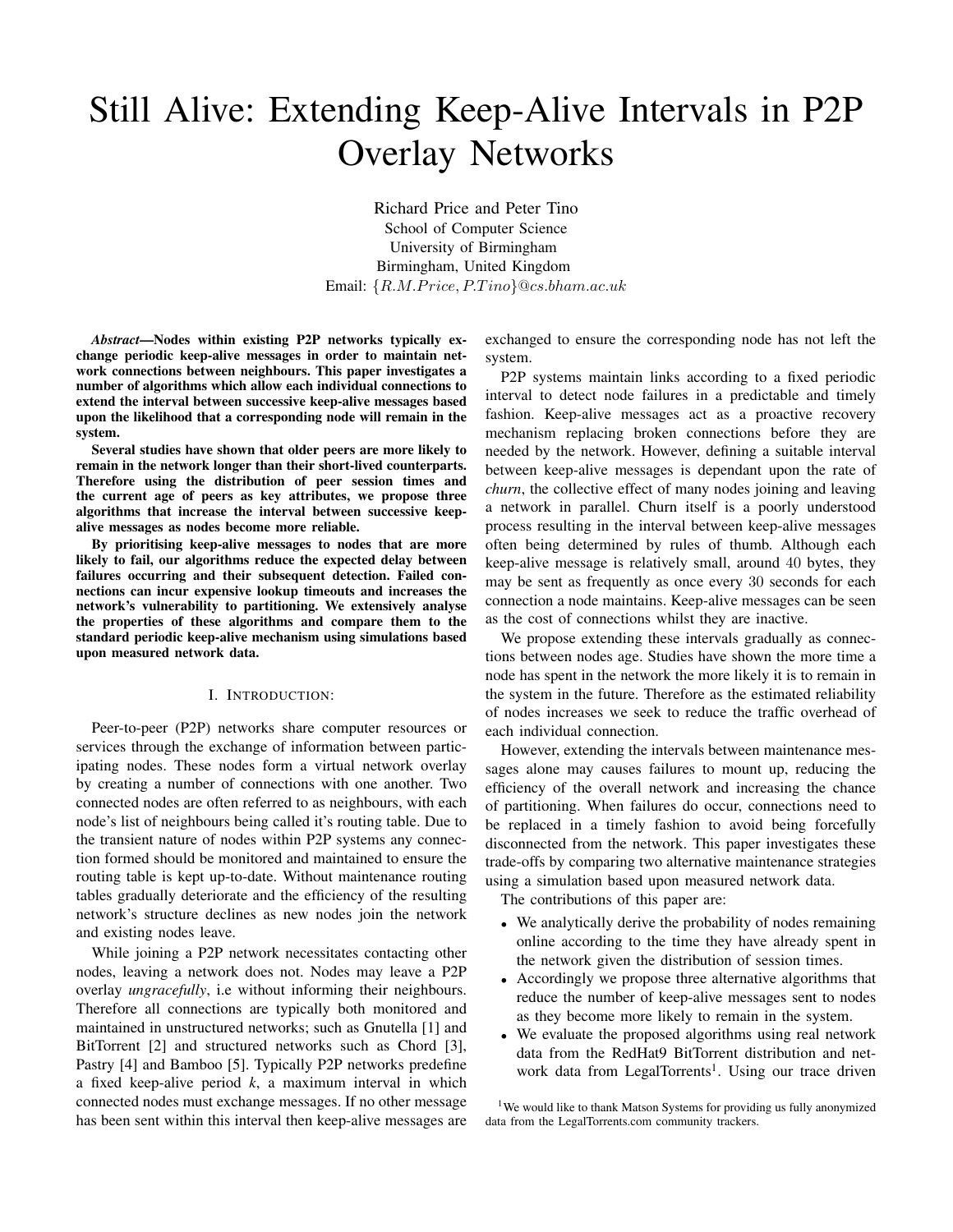# Still Alive: Extending Keep-Alive Intervals in P2P Overlay Networks

Richard Price and Peter Tino
School of Computer Science
University of Birmingham
Birmingham, United Kingdom
Email: $\{R.M.Price, P.Tino\}$@$cs.bham.ac.uk$

***Abstract*—Nodes within existing P2P networks typically exchange periodic keep-alive messages in order to maintain network connections between neighbours. This paper investigates a number of algorithms which allow each individual connections to extend the interval between successive keep-alive messages based upon the likelihood that a corresponding node will remain in the system.**

**Several studies have shown that older peers are more likely to remain in the network longer than their short-lived counterparts. Therefore using the distribution of peer session times and the current age of peers as key attributes, we propose three algorithms that increase the interval between successive keep-alive messages as nodes become more reliable.**

**By prioritising keep-alive messages to nodes that are more likely to fail, our algorithms reduce the expected delay between failures occurring and their subsequent detection. Failed connections can incur expensive lookup timeouts and increases the network's vulnerability to partitioning. We extensively analyse the properties of these algorithms and compare them to the standard periodic keep-alive mechanism using simulations based upon measured network data.**

## I. Introduction:

Peer-to-peer (P2P) networks share computer resources or services through the exchange of information between participating nodes. These nodes form a virtual network overlay by creating a number of connections with one another. Two connected nodes are often referred to as neighbours, with each node's list of neighbours being called it's routing table. Due to the transient nature of nodes within P2P systems any connection formed should be monitored and maintained to ensure the routing table is kept up-to-date. Without maintenance routing tables gradually deteriorate and the efficiency of the resulting network's structure declines as new nodes join the network and existing nodes leave.

While joining a P2P network necessitates contacting other nodes, leaving a network does not. Nodes may leave a P2P overlay *ungracefully*, i.e without informing their neighbours. Therefore all connections are typically both monitored and maintained in unstructured networks; such as Gnutella [1] and BitTorrent [2] and structured networks such as Chord [3], Pastry [4] and Bamboo [5]. Typically P2P networks predefine a fixed keep-alive period *k*, a maximum interval in which connected nodes must exchange messages. If no other message has been sent within this interval then keep-alive messages are exchanged to ensure the corresponding node has not left the system.

P2P systems maintain links according to a fixed periodic interval to detect node failures in a predictable and timely fashion. Keep-alive messages act as a proactive recovery mechanism replacing broken connections before they are needed by the network. However, defining a suitable interval between keep-alive messages is dependant upon the rate of *churn*, the collective effect of many nodes joining and leaving a network in parallel. Churn itself is a poorly understood process resulting in the interval between keep-alive messages often being determined by rules of thumb. Although each keep-alive message is relatively small, around 40 bytes, they may be sent as frequently as once every 30 seconds for each connection a node maintains. Keep-alive messages can be seen as the cost of connections whilst they are inactive.

We propose extending these intervals gradually as connections between nodes age. Studies have shown the more time a node has spent in the network the more likely it is to remain in the system in the future. Therefore as the estimated reliability of nodes increases we seek to reduce the traffic overhead of each individual connection.

However, extending the intervals between maintenance messages alone may causes failures to mount up, reducing the efficiency of the overall network and increasing the chance of partitioning. When failures do occur, connections need to be replaced in a timely fashion to avoid being forcefully disconnected from the network. This paper investigates these trade-offs by comparing two alternative maintenance strategies using a simulation based upon measured network data.

The contributions of this paper are:

- We analytically derive the probability of nodes remaining online according to the time they have already spent in the network given the distribution of session times.
- Accordingly we propose three alternative algorithms that reduce the number of keep-alive messages sent to nodes as they become more likely to remain in the system.
- We evaluate the proposed algorithms using real network data from the RedHat9 BitTorrent distribution and network data from LegalTorrents[1]. Using our trace driven

[1] We would like to thank Matson Systems for providing us fully anonymized data from the LegalTorrents.com community trackers.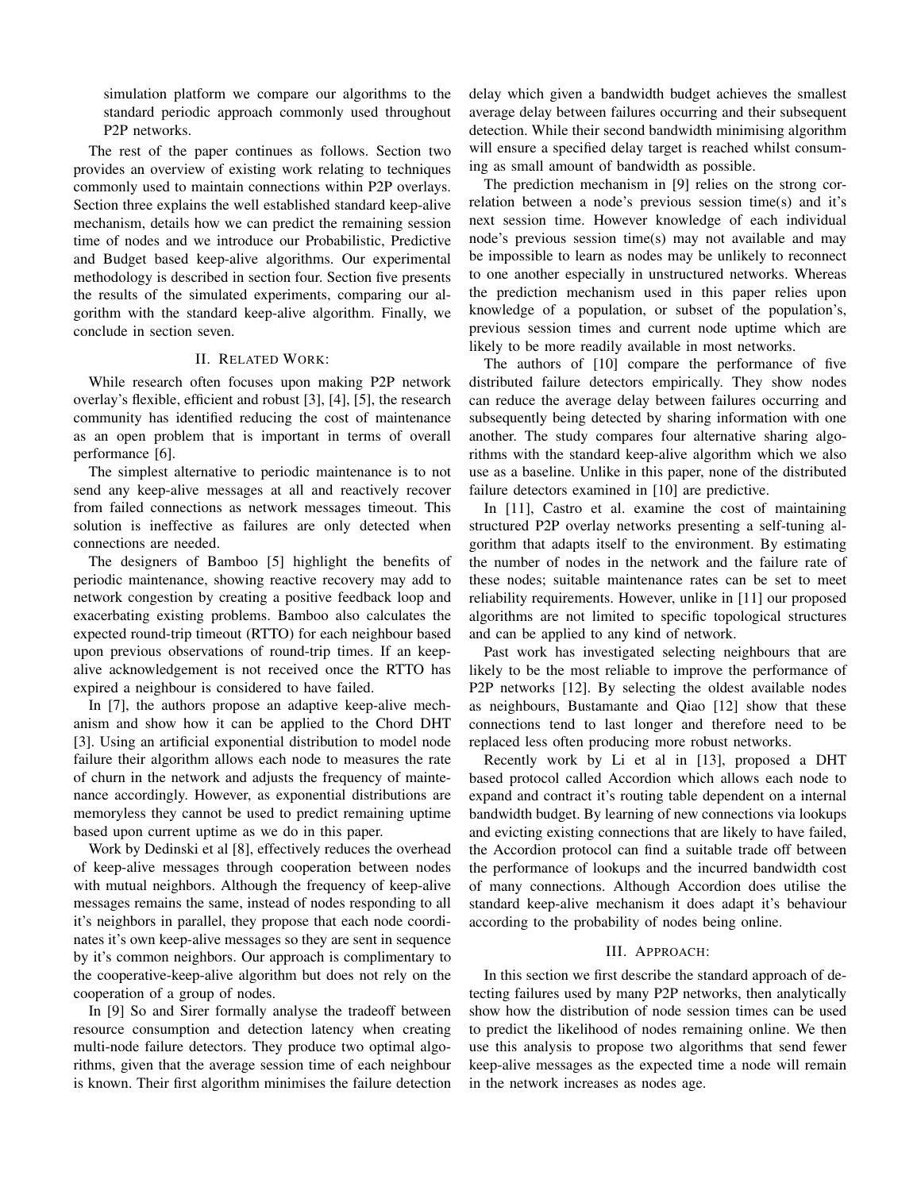simulation platform we compare our algorithms to the standard periodic approach commonly used throughout P2P networks.

The rest of the paper continues as follows. Section two provides an overview of existing work relating to techniques commonly used to maintain connections within P2P overlays. Section three explains the well established standard keep-alive mechanism, details how we can predict the remaining session time of nodes and we introduce our Probabilistic, Predictive and Budget based keep-alive algorithms. Our experimental methodology is described in section four. Section five presents the results of the simulated experiments, comparing our algorithm with the standard keep-alive algorithm. Finally, we conclude in section seven.

## II. Related Work:

While research often focuses upon making P2P network overlay's flexible, efficient and robust [3], [4], [5], the research community has identified reducing the cost of maintenance as an open problem that is important in terms of overall performance [6].

The simplest alternative to periodic maintenance is to not send any keep-alive messages at all and reactively recover from failed connections as network messages timeout. This solution is ineffective as failures are only detected when connections are needed.

The designers of Bamboo [5] highlight the benefits of periodic maintenance, showing reactive recovery may add to network congestion by creating a positive feedback loop and exacerbating existing problems. Bamboo also calculates the expected round-trip timeout (RTTO) for each neighbour based upon previous observations of round-trip times. If an keep-alive acknowledgement is not received once the RTTO has expired a neighbour is considered to have failed.

In [7], the authors propose an adaptive keep-alive mechanism and show how it can be applied to the Chord DHT [3]. Using an artificial exponential distribution to model node failure their algorithm allows each node to measures the rate of churn in the network and adjusts the frequency of maintenance accordingly. However, as exponential distributions are memoryless they cannot be used to predict remaining uptime based upon current uptime as we do in this paper.

Work by Dedinski et al [8], effectively reduces the overhead of keep-alive messages through cooperation between nodes with mutual neighbors. Although the frequency of keep-alive messages remains the same, instead of nodes responding to all it's neighbors in parallel, they propose that each node coordinates it's own keep-alive messages so they are sent in sequence by it's common neighbors. Our approach is complimentary to the cooperative-keep-alive algorithm but does not rely on the cooperation of a group of nodes.

In [9] So and Sirer formally analyse the tradeoff between resource consumption and detection latency when creating multi-node failure detectors. They produce two optimal algorithms, given that the average session time of each neighbour is known. Their first algorithm minimises the failure detection delay which given a bandwidth budget achieves the smallest average delay between failures occurring and their subsequent detection. While their second bandwidth minimising algorithm will ensure a specified delay target is reached whilst consuming as small amount of bandwidth as possible.

The prediction mechanism in [9] relies on the strong correlation between a node's previous session time(s) and it's next session time. However knowledge of each individual node's previous session time(s) may not available and may be impossible to learn as nodes may be unlikely to reconnect to one another especially in unstructured networks. Whereas the prediction mechanism used in this paper relies upon knowledge of a population, or subset of the population's, previous session times and current node uptime which are likely to be more readily available in most networks.

The authors of [10] compare the performance of five distributed failure detectors empirically. They show nodes can reduce the average delay between failures occurring and subsequently being detected by sharing information with one another. The study compares four alternative sharing algorithms with the standard keep-alive algorithm which we also use as a baseline. Unlike in this paper, none of the distributed failure detectors examined in [10] are predictive.

In [11], Castro et al. examine the cost of maintaining structured P2P overlay networks presenting a self-tuning algorithm that adapts itself to the environment. By estimating the number of nodes in the network and the failure rate of these nodes; suitable maintenance rates can be set to meet reliability requirements. However, unlike in [11] our proposed algorithms are not limited to specific topological structures and can be applied to any kind of network.

Past work has investigated selecting neighbours that are likely to be the most reliable to improve the performance of P2P networks [12]. By selecting the oldest available nodes as neighbours, Bustamante and Qiao [12] show that these connections tend to last longer and therefore need to be replaced less often producing more robust networks.

Recently work by Li et al in [13], proposed a DHT based protocol called Accordion which allows each node to expand and contract it's routing table dependent on a internal bandwidth budget. By learning of new connections via lookups and evicting existing connections that are likely to have failed, the Accordion protocol can find a suitable trade off between the performance of lookups and the incurred bandwidth cost of many connections. Although Accordion does utilise the standard keep-alive mechanism it does adapt it's behaviour according to the probability of nodes being online.

## III. Approach:

In this section we first describe the standard approach of detecting failures used by many P2P networks, then analytically show how the distribution of node session times can be used to predict the likelihood of nodes remaining online. We then use this analysis to propose two algorithms that send fewer keep-alive messages as the expected time a node will remain in the network increases as nodes age.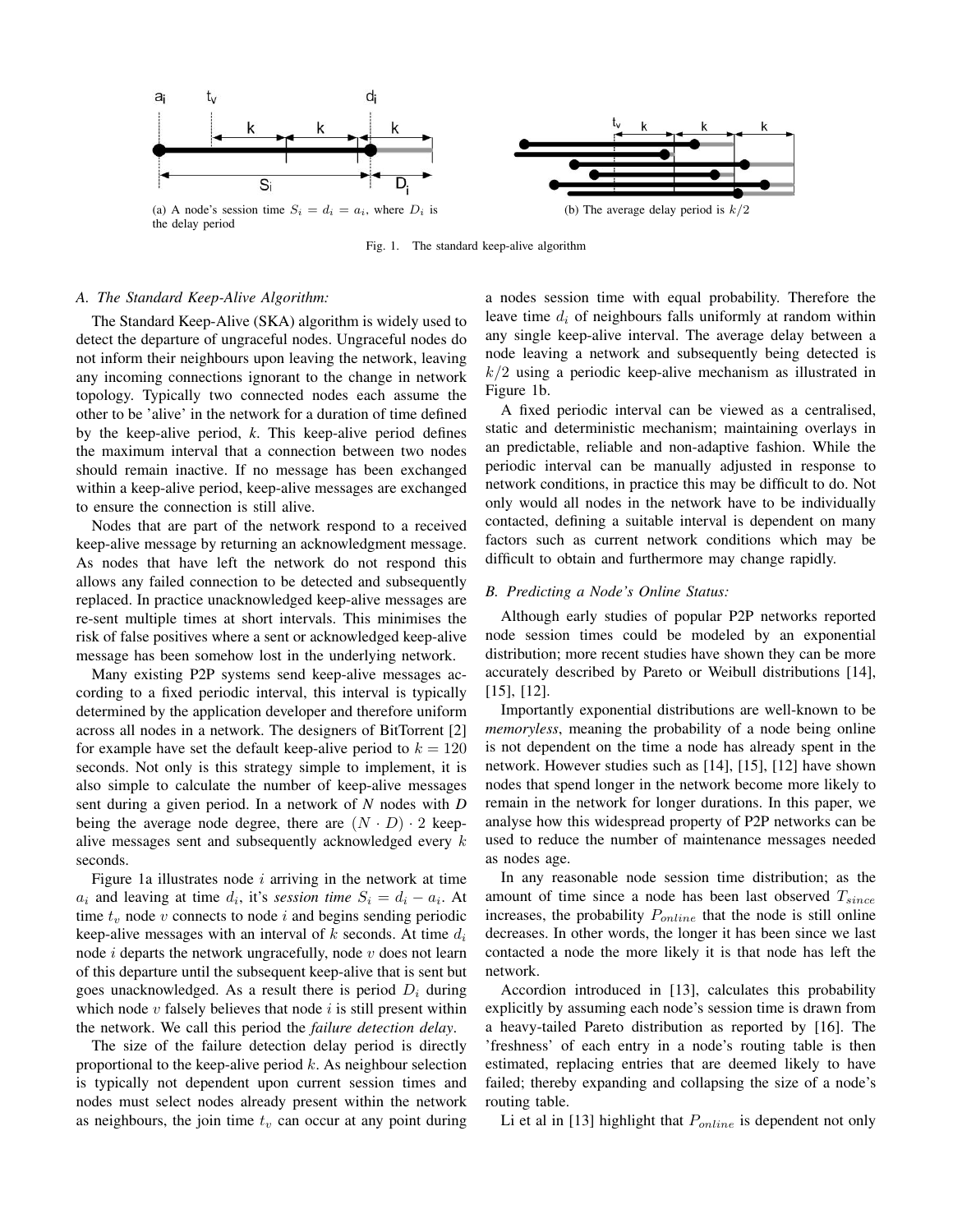(a) A node's session time $S_i = d_i = a_i$, where $D_i$ is the delay period

(b) The average delay period is $k/2$

Fig. 1. The standard keep-alive algorithm

### A. The Standard Keep-Alive Algorithm:

The Standard Keep-Alive (SKA) algorithm is widely used to detect the departure of ungraceful nodes. Ungraceful nodes do not inform their neighbours upon leaving the network, leaving any incoming connections ignorant to the change in network topology. Typically two connected nodes each assume the other to be 'alive' in the network for a duration of time defined by the keep-alive period, $k$. This keep-alive period defines the maximum interval that a connection between two nodes should remain inactive. If no message has been exchanged within a keep-alive period, keep-alive messages are exchanged to ensure the connection is still alive.

Nodes that are part of the network respond to a received keep-alive message by returning an acknowledgment message. As nodes that have left the network do not respond this allows any failed connection to be detected and subsequently replaced. In practice unacknowledged keep-alive messages are re-sent multiple times at short intervals. This minimises the risk of false positives where a sent or acknowledged keep-alive message has been somehow lost in the underlying network.

Many existing P2P systems send keep-alive messages according to a fixed periodic interval, this interval is typically determined by the application developer and therefore uniform across all nodes in a network. The designers of BitTorrent [2] for example have set the default keep-alive period to $k = 120$ seconds. Not only is this strategy simple to implement, it is also simple to calculate the number of keep-alive messages sent during a given period. In a network of *N* nodes with *D* being the average node degree, there are $(N \cdot D) \cdot 2$ keep-alive messages sent and subsequently acknowledged every $k$ seconds.

Figure 1a illustrates node $i$ arriving in the network at time $a_i$ and leaving at time $d_i$, it's *session time* $S_i = d_i - a_i$. At time $t_v$ node $v$ connects to node $i$ and begins sending periodic keep-alive messages with an interval of $k$ seconds. At time $d_i$ node $i$ departs the network ungracefully, node $v$ does not learn of this departure until the subsequent keep-alive that is sent but goes unacknowledged. As a result there is period $D_i$ during which node $v$ falsely believes that node $i$ is still present within the network. We call this period the *failure detection delay*.

The size of the failure detection delay period is directly proportional to the keep-alive period $k$. As neighbour selection is typically not dependent upon current session times and nodes must select nodes already present within the network as neighbours, the join time $t_v$ can occur at any point during a nodes session time with equal probability. Therefore the leave time $d_i$ of neighbours falls uniformly at random within any single keep-alive interval. The average delay between a node leaving a network and subsequently being detected is $k/2$ using a periodic keep-alive mechanism as illustrated in Figure 1b.

A fixed periodic interval can be viewed as a centralised, static and deterministic mechanism; maintaining overlays in an predictable, reliable and non-adaptive fashion. While the periodic interval can be manually adjusted in response to network conditions, in practice this may be difficult to do. Not only would all nodes in the network have to be individually contacted, defining a suitable interval is dependent on many factors such as current network conditions which may be difficult to obtain and furthermore may change rapidly.

### B. Predicting a Node's Online Status:

Although early studies of popular P2P networks reported node session times could be modeled by an exponential distribution; more recent studies have shown they can be more accurately described by Pareto or Weibull distributions [14], [15], [12].

Importantly exponential distributions are well-known to be *memoryless*, meaning the probability of a node being online is not dependent on the time a node has already spent in the network. However studies such as [14], [15], [12] have shown nodes that spend longer in the network become more likely to remain in the network for longer durations. In this paper, we analyse how this widespread property of P2P networks can be used to reduce the number of maintenance messages needed as nodes age.

In any reasonable node session time distribution; as the amount of time since a node has been last observed $T_{since}$ increases, the probability $P_{online}$ that the node is still online decreases. In other words, the longer it has been since we last contacted a node the more likely it is that node has left the network.

Accordion introduced in [13], calculates this probability explicitly by assuming each node's session time is drawn from a heavy-tailed Pareto distribution as reported by [16]. The 'freshness' of each entry in a node's routing table is then estimated, replacing entries that are deemed likely to have failed; thereby expanding and collapsing the size of a node's routing table.

Li et al in [13] highlight that $P_{online}$ is dependent not only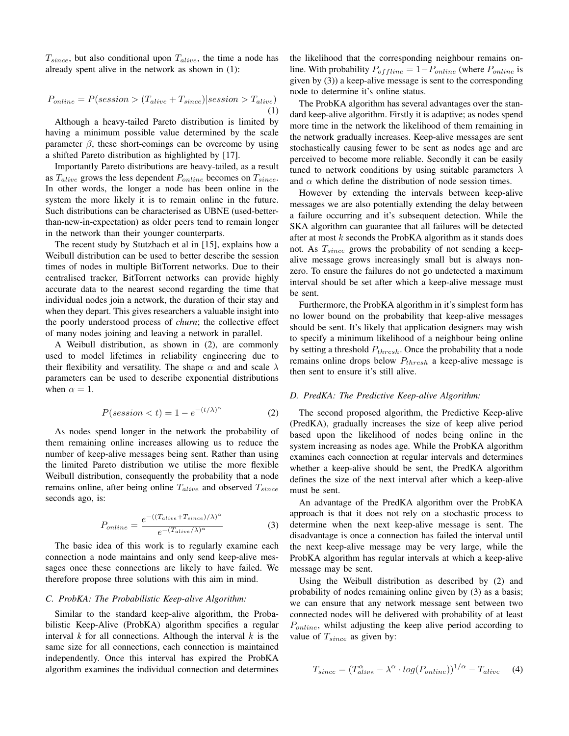$T_{since}$, but also conditional upon $T_{alive}$, the time a node has already spent alive in the network as shown in (1):

$$P_{online} = P(session > (T_{alive} + T_{since}) | session > T_{alive}) \quad (1)$$

Although a heavy-tailed Pareto distribution is limited by having a minimum possible value determined by the scale parameter $\beta$, these short-comings can be overcome by using a shifted Pareto distribution as highlighted by [17].

Importantly Pareto distributions are heavy-tailed, as a result as $T_{alive}$ grows the less dependent $P_{online}$ becomes on $T_{since}$. In other words, the longer a node has been online in the system the more likely it is to remain online in the future. Such distributions can be characterised as UBNE (used-better-than-new-in-expectation) as older peers tend to remain longer in the network than their younger counterparts.

The recent study by Stutzbach et al in [15], explains how a Weibull distribution can be used to better describe the session times of nodes in multiple BitTorrent networks. Due to their centralised tracker, BitTorrent networks can provide highly accurate data to the nearest second regarding the time that individual nodes join a network, the duration of their stay and when they depart. This gives researchers a valuable insight into the poorly understood process of *churn*; the collective effect of many nodes joining and leaving a network in parallel.

A Weibull distribution, as shown in (2), are commonly used to model lifetimes in reliability engineering due to their flexibility and versatility. The shape $\alpha$ and and scale $\lambda$ parameters can be used to describe exponential distributions when $\alpha = 1$.

$$P(session < t) = 1 - e^{-(t/\lambda)^{\alpha}} \quad (2)$$

As nodes spend longer in the network the probability of them remaining online increases allowing us to reduce the number of keep-alive messages being sent. Rather than using the limited Pareto distribution we utilise the more flexible Weibull distribution, consequently the probability that a node remains online, after being online $T_{alive}$ and observed $T_{since}$ seconds ago, is:

$$P_{online} = \frac{e^{-((T_{alive}+T_{since})/\lambda)^{\alpha}}}{e^{-(T_{alive}/\lambda)^{\alpha}}} \quad (3)$$

The basic idea of this work is to regularly examine each connection a node maintains and only send keep-alive messages once these connections are likely to have failed. We therefore propose three solutions with this aim in mind.

### C. ProbKA: The Probabilistic Keep-alive Algorithm:

Similar to the standard keep-alive algorithm, the Probabilistic Keep-Alive (ProbKA) algorithm specifies a regular interval *k* for all connections. Although the interval *k* is the same size for all connections, each connection is maintained independently. Once this interval has expired the ProbKA algorithm examines the individual connection and determines the likelihood that the corresponding neighbour remains online. With probability $P_{offline} = 1 - P_{online}$ (where $P_{online}$ is given by (3)) a keep-alive message is sent to the corresponding node to determine it's online status.

The ProbKA algorithm has several advantages over the standard keep-alive algorithm. Firstly it is adaptive; as nodes spend more time in the network the likelihood of them remaining in the network gradually increases. Keep-alive messages are sent stochastically causing fewer to be sent as nodes age and are perceived to become more reliable. Secondly it can be easily tuned to network conditions by using suitable parameters $\lambda$ and $\alpha$ which define the distribution of node session times.

However by extending the intervals between keep-alive messages we are also potentially extending the delay between a failure occurring and it's subsequent detection. While the SKA algorithm can guarantee that all failures will be detected after at most $k$ seconds the ProbKA algorithm as it stands does not. As $T_{since}$ grows the probability of not sending a keep-alive message grows increasingly small but is always non-zero. To ensure the failures do not go undetected a maximum interval should be set after which a keep-alive message must be sent.

Furthermore, the ProbKA algorithm in it's simplest form has no lower bound on the probability that keep-alive messages should be sent. It's likely that application designers may wish to specify a minimum likelihood of a neighbour being online by setting a threshold $P_{thresh}$. Once the probability that a node remains online drops below $P_{thresh}$ a keep-alive message is then sent to ensure it's still alive.

### D. PredKA: The Predictive Keep-alive Algorithm:

The second proposed algorithm, the Predictive Keep-alive (PredKA), gradually increases the size of keep alive period based upon the likelihood of nodes being online in the system increasing as nodes age. While the ProbKA algorithm examines each connection at regular intervals and determines whether a keep-alive should be sent, the PredKA algorithm defines the size of the next interval after which a keep-alive must be sent.

An advantage of the PredKA algorithm over the ProbKA approach is that it does not rely on a stochastic process to determine when the next keep-alive message is sent. The disadvantage is once a connection has failed the interval until the next keep-alive message may be very large, while the ProbKA algorithm has regular intervals at which a keep-alive message may be sent.

Using the Weibull distribution as described by (2) and probability of nodes remaining online given by (3) as a basis; we can ensure that any network message sent between two connected nodes will be delivered with probability of at least $P_{online}$, whilst adjusting the keep alive period according to value of $T_{since}$ as given by:

$$T_{since} = (T_{alive}^{\alpha} - \lambda^{\alpha} \cdot log(P_{online}))^{1/\alpha} - T_{alive} \quad (4)$$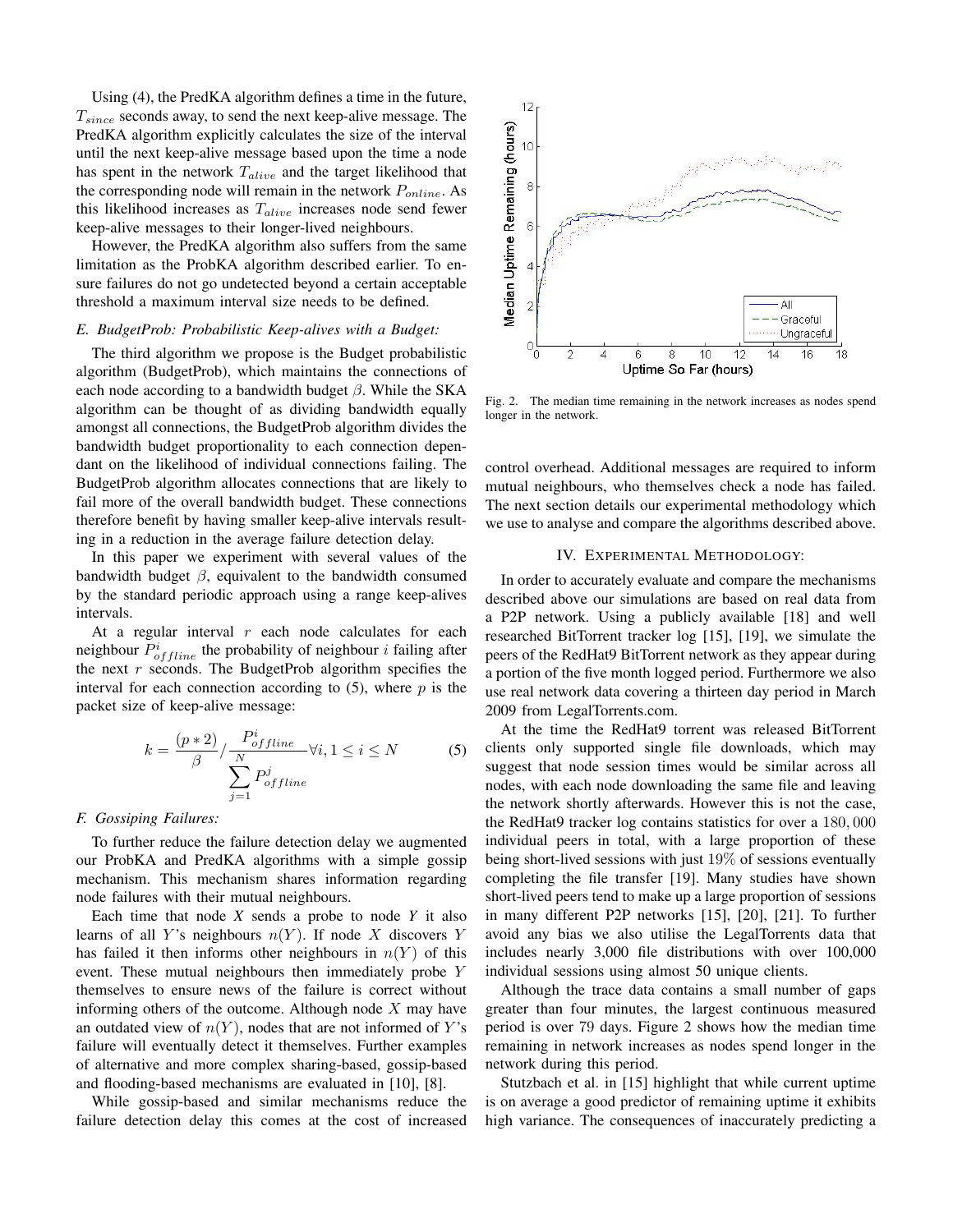Using (4), the PredKA algorithm defines a time in the future, $T_{since}$ seconds away, to send the next keep-alive message. The PredKA algorithm explicitly calculates the size of the interval until the next keep-alive message based upon the time a node has spent in the network $T_{alive}$ and the target likelihood that the corresponding node will remain in the network $P_{online}$. As this likelihood increases as $T_{alive}$ increases node send fewer keep-alive messages to their longer-lived neighbours.

However, the PredKA algorithm also suffers from the same limitation as the ProbKA algorithm described earlier. To ensure failures do not go undetected beyond a certain acceptable threshold a maximum interval size needs to be defined.

### *E. BudgetProb: Probabilistic Keep-alives with a Budget:*

The third algorithm we propose is the Budget probabilistic algorithm (BudgetProb), which maintains the connections of each node according to a bandwidth budget $\beta$. While the SKA algorithm can be thought of as dividing bandwidth equally amongst all connections, the BudgetProb algorithm divides the bandwidth budget proportionality to each connection dependant on the likelihood of individual connections failing. The BudgetProb algorithm allocates connections that are likely to fail more of the overall bandwidth budget. These connections therefore benefit by having smaller keep-alive intervals resulting in a reduction in the average failure detection delay.

In this paper we experiment with several values of the bandwidth budget $\beta$, equivalent to the bandwidth consumed by the standard periodic approach using a range keep-alives intervals.

At a regular interval $r$ each node calculates for each neighbour $P^i_{offline}$ the probability of neighbour $i$ failing after the next $r$ seconds. The BudgetProb algorithm specifies the interval for each connection according to (5), where $p$ is the packet size of keep-alive message:

$$k = \frac{(p * 2)}{\beta} / \frac{P^i_{offline}}{\sum_{j=1}^{N} P^j_{offline}} \forall i, 1 \leq i \leq N \tag{5}$$

### *F. Gossiping Failures:*

To further reduce the failure detection delay we augmented our ProbKA and PredKA algorithms with a simple gossip mechanism. This mechanism shares information regarding node failures with their mutual neighbours.

Each time that node *X* sends a probe to node *Y* it also learns of all $Y$'s neighbours $n(Y)$. If node $X$ discovers $Y$ has failed it then informs other neighbours in $n(Y)$ of this event. These mutual neighbours then immediately probe $Y$ themselves to ensure news of the failure is correct without informing others of the outcome. Although node $X$ may have an outdated view of $n(Y)$, nodes that are not informed of $Y$'s failure will eventually detect it themselves. Further examples of alternative and more complex sharing-based, gossip-based and flooding-based mechanisms are evaluated in [10], [8].

While gossip-based and similar mechanisms reduce the failure detection delay this comes at the cost of increased control overhead. Additional messages are required to inform mutual neighbours, who themselves check a node has failed. The next section details our experimental methodology which we use to analyse and compare the algorithms described above.

Fig. 2. The median time remaining in the network increases as nodes spend longer in the network.

## IV. Experimental Methodology:

In order to accurately evaluate and compare the mechanisms described above our simulations are based on real data from a P2P network. Using a publicly available [18] and well researched BitTorrent tracker log [15], [19], we simulate the peers of the RedHat9 BitTorrent network as they appear during a portion of the five month logged period. Furthermore we also use real network data covering a thirteen day period in March 2009 from LegalTorrents.com.

At the time the RedHat9 torrent was released BitTorrent clients only supported single file downloads, which may suggest that node session times would be similar across all nodes, with each node downloading the same file and leaving the network shortly afterwards. However this is not the case, the RedHat9 tracker log contains statistics for over a $180,000$ individual peers in total, with a large proportion of these being short-lived sessions with just $19\%$ of sessions eventually completing the file transfer [19]. Many studies have shown short-lived peers tend to make up a large proportion of sessions in many different P2P networks [15], [20], [21]. To further avoid any bias we also utilise the LegalTorrents data that includes nearly 3,000 file distributions with over 100,000 individual sessions using almost 50 unique clients.

Although the trace data contains a small number of gaps greater than four minutes, the largest continuous measured period is over 79 days. Figure 2 shows how the median time remaining in network increases as nodes spend longer in the network during this period.

Stutzbach et al. in [15] highlight that while current uptime is on average a good predictor of remaining uptime it exhibits high variance. The consequences of inaccurately predicting a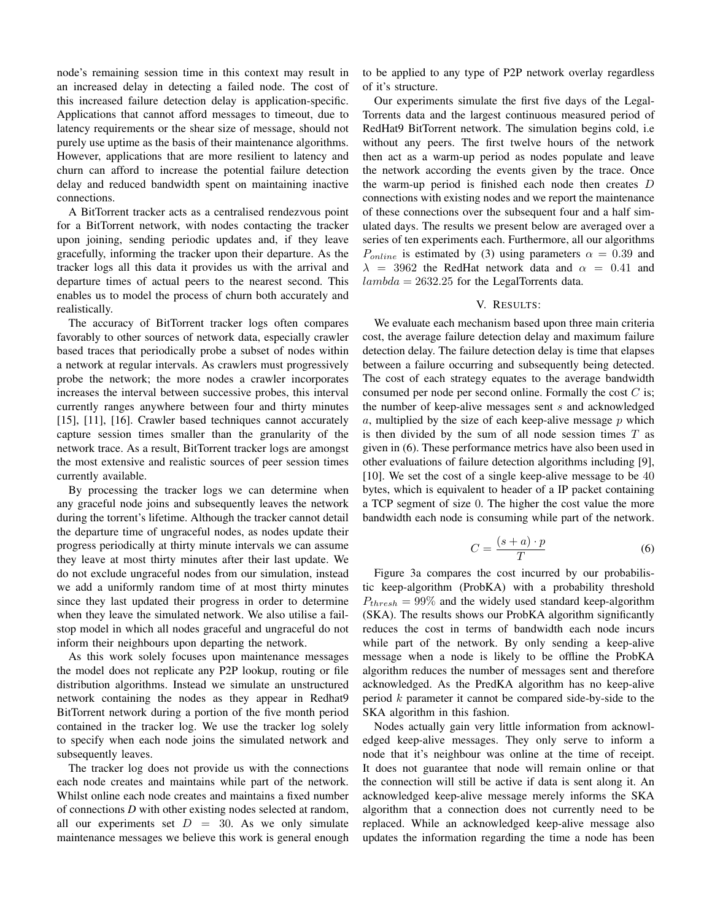node's remaining session time in this context may result in an increased delay in detecting a failed node. The cost of this increased failure detection delay is application-specific. Applications that cannot afford messages to timeout, due to latency requirements or the shear size of message, should not purely use uptime as the basis of their maintenance algorithms. However, applications that are more resilient to latency and churn can afford to increase the potential failure detection delay and reduced bandwidth spent on maintaining inactive connections.

A BitTorrent tracker acts as a centralised rendezvous point for a BitTorrent network, with nodes contacting the tracker upon joining, sending periodic updates and, if they leave gracefully, informing the tracker upon their departure. As the tracker logs all this data it provides us with the arrival and departure times of actual peers to the nearest second. This enables us to model the process of churn both accurately and realistically.

The accuracy of BitTorrent tracker logs often compares favorably to other sources of network data, especially crawler based traces that periodically probe a subset of nodes within a network at regular intervals. As crawlers must progressively probe the network; the more nodes a crawler incorporates increases the interval between successive probes, this interval currently ranges anywhere between four and thirty minutes [15], [11], [16]. Crawler based techniques cannot accurately capture session times smaller than the granularity of the network trace. As a result, BitTorrent tracker logs are amongst the most extensive and realistic sources of peer session times currently available.

By processing the tracker logs we can determine when any graceful node joins and subsequently leaves the network during the torrent's lifetime. Although the tracker cannot detail the departure time of ungraceful nodes, as nodes update their progress periodically at thirty minute intervals we can assume they leave at most thirty minutes after their last update. We do not exclude ungraceful nodes from our simulation, instead we add a uniformly random time of at most thirty minutes since they last updated their progress in order to determine when they leave the simulated network. We also utilise a fail-stop model in which all nodes graceful and ungraceful do not inform their neighbours upon departing the network.

As this work solely focuses upon maintenance messages the model does not replicate any P2P lookup, routing or file distribution algorithms. Instead we simulate an unstructured network containing the nodes as they appear in Redhat9 BitTorrent network during a portion of the five month period contained in the tracker log. We use the tracker log solely to specify when each node joins the simulated network and subsequently leaves.

The tracker log does not provide us with the connections each node creates and maintains while part of the network. Whilst online each node creates and maintains a fixed number of connections *D* with other existing nodes selected at random, all our experiments set $D = 30$. As we only simulate maintenance messages we believe this work is general enough to be applied to any type of P2P network overlay regardless of it's structure.

Our experiments simulate the first five days of the LegalTorrents data and the largest continuous measured period of RedHat9 BitTorrent network. The simulation begins cold, i.e without any peers. The first twelve hours of the network then act as a warm-up period as nodes populate and leave the network according the events given by the trace. Once the warm-up period is finished each node then creates $D$ connections with existing nodes and we report the maintenance of these connections over the subsequent four and a half simulated days. The results we present below are averaged over a series of ten experiments each. Furthermore, all our algorithms $P_{online}$ is estimated by (3) using parameters $\alpha = 0.39$ and $\lambda = 3962$ the RedHat network data and $\alpha = 0.41$ and $lambda = 2632.25$ for the LegalTorrents data.

## V. Results:

We evaluate each mechanism based upon three main criteria cost, the average failure detection delay and maximum failure detection delay. The failure detection delay is time that elapses between a failure occurring and subsequently being detected. The cost of each strategy equates to the average bandwidth consumed per node per second online. Formally the cost $C$ is; the number of keep-alive messages sent $s$ and acknowledged $a$, multiplied by the size of each keep-alive message $p$ which is then divided by the sum of all node session times $T$ as given in (6). These performance metrics have also been used in other evaluations of failure detection algorithms including [9], [10]. We set the cost of a single keep-alive message to be $40$ bytes, which is equivalent to header of a IP packet containing a TCP segment of size $0$. The higher the cost value the more bandwidth each node is consuming while part of the network.

$$C = \frac{(s + a) \cdot p}{T} \tag{6}$$

Figure 3a compares the cost incurred by our probabilistic keep-algorithm (ProbKA) with a probability threshold $P_{thresh} = 99\%$ and the widely used standard keep-algorithm (SKA). The results shows our ProbKA algorithm significantly reduces the cost in terms of bandwidth each node incurs while part of the network. By only sending a keep-alive message when a node is likely to be offline the ProbKA algorithm reduces the number of messages sent and therefore acknowledged. As the PredKA algorithm has no keep-alive period $k$ parameter it cannot be compared side-by-side to the SKA algorithm in this fashion.

Nodes actually gain very little information from acknowledged keep-alive messages. They only serve to inform a node that it's neighbour was online at the time of receipt. It does not guarantee that node will remain online or that the connection will still be active if data is sent along it. An acknowledged keep-alive message merely informs the SKA algorithm that a connection does not currently need to be replaced. While an acknowledged keep-alive message also updates the information regarding the time a node has been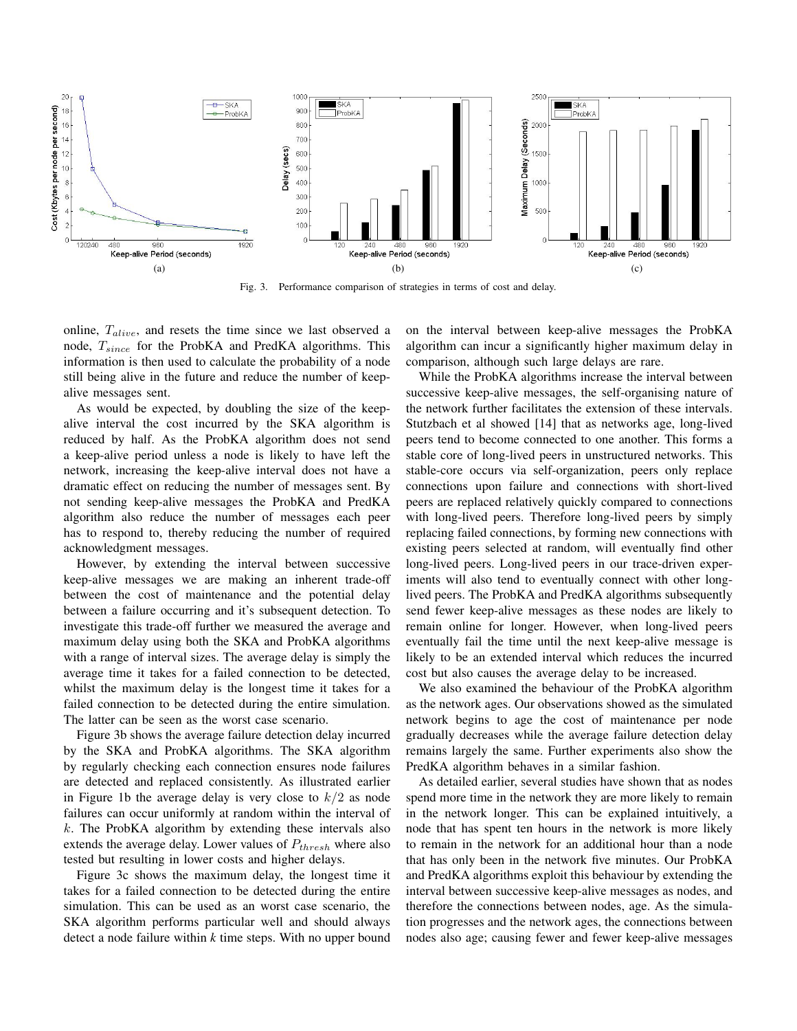Fig. 3. Performance comparison of strategies in terms of cost and delay.

online, $T_{alive}$, and resets the time since we last observed a node, $T_{since}$ for the ProbKA and PredKA algorithms. This information is then used to calculate the probability of a node still being alive in the future and reduce the number of keep-alive messages sent.

As would be expected, by doubling the size of the keep-alive interval the cost incurred by the SKA algorithm is reduced by half. As the ProbKA algorithm does not send a keep-alive period unless a node is likely to have left the network, increasing the keep-alive interval does not have a dramatic effect on reducing the number of messages sent. By not sending keep-alive messages the ProbKA and PredKA algorithm also reduce the number of messages each peer has to respond to, thereby reducing the number of required acknowledgment messages.

However, by extending the interval between successive keep-alive messages we are making an inherent trade-off between the cost of maintenance and the potential delay between a failure occurring and it's subsequent detection. To investigate this trade-off further we measured the average and maximum delay using both the SKA and ProbKA algorithms with a range of interval sizes. The average delay is simply the average time it takes for a failed connection to be detected, whilst the maximum delay is the longest time it takes for a failed connection to be detected during the entire simulation. The latter can be seen as the worst case scenario.

Figure 3b shows the average failure detection delay incurred by the SKA and ProbKA algorithms. The SKA algorithm by regularly checking each connection ensures node failures are detected and replaced consistently. As illustrated earlier in Figure 1b the average delay is very close to $k/2$ as node failures can occur uniformly at random within the interval of $k$. The ProbKA algorithm by extending these intervals also extends the average delay. Lower values of $P_{thresh}$ where also tested but resulting in lower costs and higher delays.

Figure 3c shows the maximum delay, the longest time it takes for a failed connection to be detected during the entire simulation. This can be used as an worst case scenario, the SKA algorithm performs particular well and should always detect a node failure within *k* time steps. With no upper bound on the interval between keep-alive messages the ProbKA algorithm can incur a significantly higher maximum delay in comparison, although such large delays are rare.

While the ProbKA algorithms increase the interval between successive keep-alive messages, the self-organising nature of the network further facilitates the extension of these intervals. Stutzbach et al showed [14] that as networks age, long-lived peers tend to become connected to one another. This forms a stable core of long-lived peers in unstructured networks. This stable-core occurs via self-organization, peers only replace connections upon failure and connections with short-lived peers are replaced relatively quickly compared to connections with long-lived peers. Therefore long-lived peers by simply replacing failed connections, by forming new connections with existing peers selected at random, will eventually find other long-lived peers. Long-lived peers in our trace-driven experiments will also tend to eventually connect with other long-lived peers. The ProbKA and PredKA algorithms subsequently send fewer keep-alive messages as these nodes are likely to remain online for longer. However, when long-lived peers eventually fail the time until the next keep-alive message is likely to be an extended interval which reduces the incurred cost but also causes the average delay to be increased.

We also examined the behaviour of the ProbKA algorithm as the network ages. Our observations showed as the simulated network begins to age the cost of maintenance per node gradually decreases while the average failure detection delay remains largely the same. Further experiments also show the PredKA algorithm behaves in a similar fashion.

As detailed earlier, several studies have shown that as nodes spend more time in the network they are more likely to remain in the network longer. This can be explained intuitively, a node that has spent ten hours in the network is more likely to remain in the network for an additional hour than a node that has only been in the network five minutes. Our ProbKA and PredKA algorithms exploit this behaviour by extending the interval between successive keep-alive messages as nodes, and therefore the connections between nodes, age. As the simulation progresses and the network ages, the connections between nodes also age; causing fewer and fewer keep-alive messages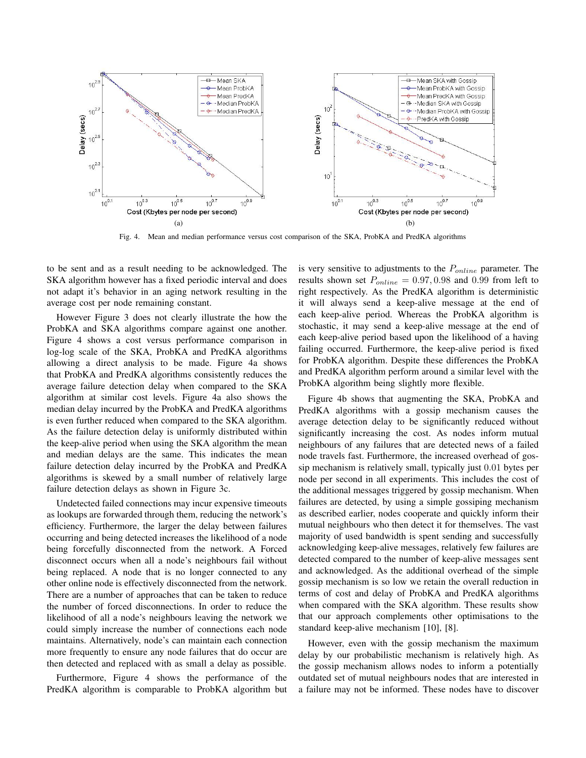Fig. 4. Mean and median performance versus cost comparison of the SKA, ProbKA and PredKA algorithms

to be sent and as a result needing to be acknowledged. The SKA algorithm however has a fixed periodic interval and does not adapt it's behavior in an aging network resulting in the average cost per node remaining constant.

However Figure 3 does not clearly illustrate the how the ProbKA and SKA algorithms compare against one another. Figure 4 shows a cost versus performance comparison in log-log scale of the SKA, ProbKA and PredKA algorithms allowing a direct analysis to be made. Figure 4a shows that ProbKA and PredKA algorithms consistently reduces the average failure detection delay when compared to the SKA algorithm at similar cost levels. Figure 4a also shows the median delay incurred by the ProbKA and PredKA algorithms is even further reduced when compared to the SKA algorithm. As the failure detection delay is uniformly distributed within the keep-alive period when using the SKA algorithm the mean and median delays are the same. This indicates the mean failure detection delay incurred by the ProbKA and PredKA algorithms is skewed by a small number of relatively large failure detection delays as shown in Figure 3c.

Undetected failed connections may incur expensive timeouts as lookups are forwarded through them, reducing the network's efficiency. Furthermore, the larger the delay between failures occurring and being detected increases the likelihood of a node being forcefully disconnected from the network. A Forced disconnect occurs when all a node's neighbours fail without being replaced. A node that is no longer connected to any other online node is effectively disconnected from the network. There are a number of approaches that can be taken to reduce the number of forced disconnections. In order to reduce the likelihood of all a node's neighbours leaving the network we could simply increase the number of connections each node maintains. Alternatively, node's can maintain each connection more frequently to ensure any node failures that do occur are then detected and replaced with as small a delay as possible.

Furthermore, Figure 4 shows the performance of the PredKA algorithm is comparable to ProbKA algorithm but is very sensitive to adjustments to the $P_{online}$ parameter. The results shown set $P_{online} = 0.97, 0.98$ and $0.99$ from left to right respectively. As the PredKA algorithm is deterministic it will always send a keep-alive message at the end of each keep-alive period. Whereas the ProbKA algorithm is stochastic, it may send a keep-alive message at the end of each keep-alive period based upon the likelihood of a having failing occurred. Furthermore, the keep-alive period is fixed for ProbKA algorithm. Despite these differences the ProbKA and PredKA algorithm perform around a similar level with the ProbKA algorithm being slightly more flexible.

Figure 4b shows that augmenting the SKA, ProbKA and PredKA algorithms with a gossip mechanism causes the average detection delay to be significantly reduced without significantly increasing the cost. As nodes inform mutual neighbours of any failures that are detected news of a failed node travels fast. Furthermore, the increased overhead of gossip mechanism is relatively small, typically just $0.01$ bytes per node per second in all experiments. This includes the cost of the additional messages triggered by gossip mechanism. When failures are detected, by using a simple gossiping mechanism as described earlier, nodes cooperate and quickly inform their mutual neighbours who then detect it for themselves. The vast majority of used bandwidth is spent sending and successfully acknowledging keep-alive messages, relatively few failures are detected compared to the number of keep-alive messages sent and acknowledged. As the additional overhead of the simple gossip mechanism is so low we retain the overall reduction in terms of cost and delay of ProbKA and PredKA algorithms when compared with the SKA algorithm. These results show that our approach complements other optimisations to the standard keep-alive mechanism [10], [8].

However, even with the gossip mechanism the maximum delay by our probabilistic mechanism is relatively high. As the gossip mechanism allows nodes to inform a potentially outdated set of mutual neighbours nodes that are interested in a failure may not be informed. These nodes have to discover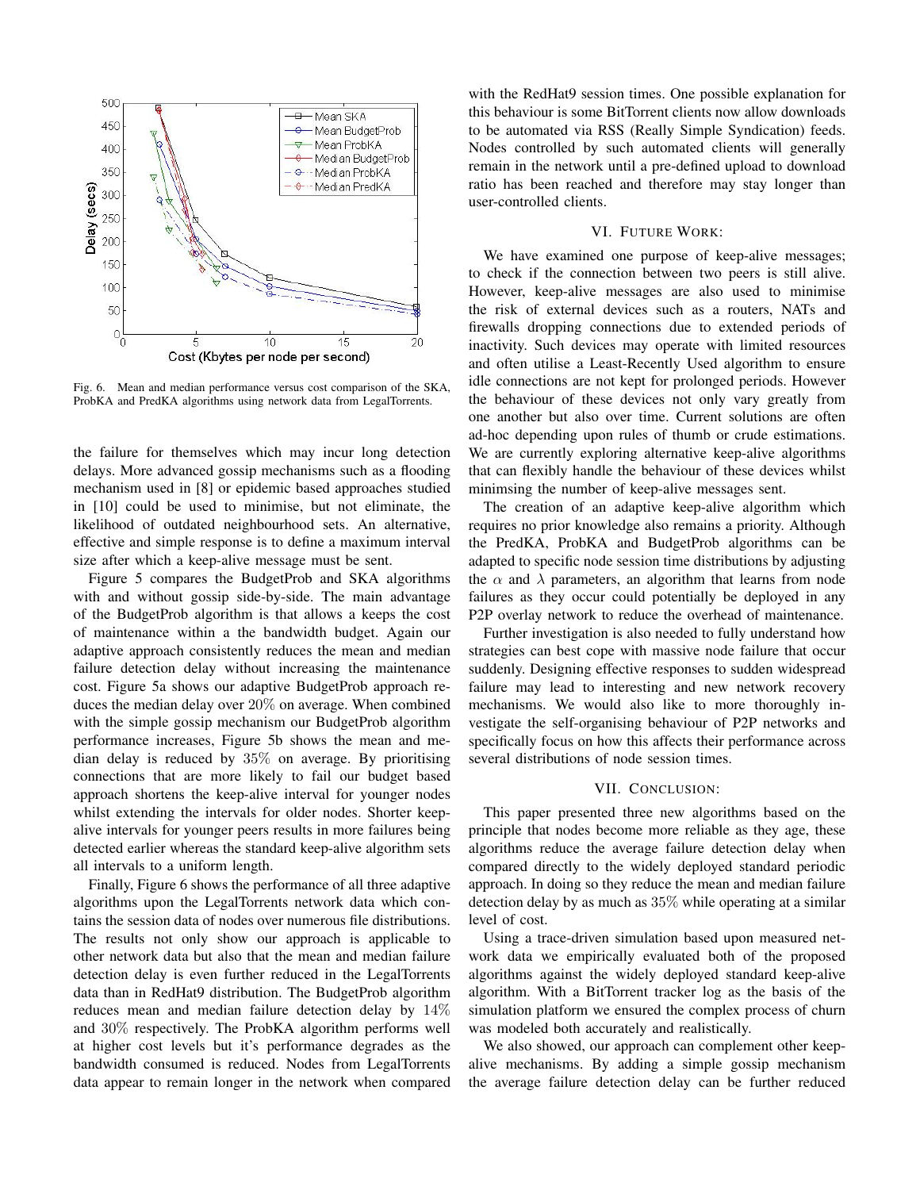Fig. 6. Mean and median performance versus cost comparison of the SKA, ProbKA and PredKA algorithms using network data from LegalTorrents.

the failure for themselves which may incur long detection delays. More advanced gossip mechanisms such as a flooding mechanism used in [8] or epidemic based approaches studied in [10] could be used to minimise, but not eliminate, the likelihood of outdated neighbourhood sets. An alternative, effective and simple response is to define a maximum interval size after which a keep-alive message must be sent.

Figure 5 compares the BudgetProb and SKA algorithms with and without gossip side-by-side. The main advantage of the BudgetProb algorithm is that allows a keeps the cost of maintenance within a the bandwidth budget. Again our adaptive approach consistently reduces the mean and median failure detection delay without increasing the maintenance cost. Figure 5a shows our adaptive BudgetProb approach reduces the median delay over 20% on average. When combined with the simple gossip mechanism our BudgetProb algorithm performance increases, Figure 5b shows the mean and median delay is reduced by 35% on average. By prioritising connections that are more likely to fail our budget based approach shortens the keep-alive interval for younger nodes whilst extending the intervals for older nodes. Shorter keep-alive intervals for younger peers results in more failures being detected earlier whereas the standard keep-alive algorithm sets all intervals to a uniform length.

Finally, Figure 6 shows the performance of all three adaptive algorithms upon the LegalTorrents network data which contains the session data of nodes over numerous file distributions. The results not only show our approach is applicable to other network data but also that the mean and median failure detection delay is even further reduced in the LegalTorrents data than in RedHat9 distribution. The BudgetProb algorithm reduces mean and median failure detection delay by 14% and 30% respectively. The ProbKA algorithm performs well at higher cost levels but it's performance degrades as the bandwidth consumed is reduced. Nodes from LegalTorrents data appear to remain longer in the network when compared with the RedHat9 session times. One possible explanation for this behaviour is some BitTorrent clients now allow downloads to be automated via RSS (Really Simple Syndication) feeds. Nodes controlled by such automated clients will generally remain in the network until a pre-defined upload to download ratio has been reached and therefore may stay longer than user-controlled clients.

## VI. Future Work:

We have examined one purpose of keep-alive messages; to check if the connection between two peers is still alive. However, keep-alive messages are also used to minimise the risk of external devices such as a routers, NATs and firewalls dropping connections due to extended periods of inactivity. Such devices may operate with limited resources and often utilise a Least-Recently Used algorithm to ensure idle connections are not kept for prolonged periods. However the behaviour of these devices not only vary greatly from one another but also over time. Current solutions are often ad-hoc depending upon rules of thumb or crude estimations. We are currently exploring alternative keep-alive algorithms that can flexibly handle the behaviour of these devices whilst minimsing the number of keep-alive messages sent.

The creation of an adaptive keep-alive algorithm which requires no prior knowledge also remains a priority. Although the PredKA, ProbKA and BudgetProb algorithms can be adapted to specific node session time distributions by adjusting the $\alpha$ and $\lambda$ parameters, an algorithm that learns from node failures as they occur could potentially be deployed in any P2P overlay network to reduce the overhead of maintenance.

Further investigation is also needed to fully understand how strategies can best cope with massive node failure that occur suddenly. Designing effective responses to sudden widespread failure may lead to interesting and new network recovery mechanisms. We would also like to more thoroughly investigate the self-organising behaviour of P2P networks and specifically focus on how this affects their performance across several distributions of node session times.

## VII. Conclusion:

This paper presented three new algorithms based on the principle that nodes become more reliable as they age, these algorithms reduce the average failure detection delay when compared directly to the widely deployed standard periodic approach. In doing so they reduce the mean and median failure detection delay by as much as 35% while operating at a similar level of cost.

Using a trace-driven simulation based upon measured network data we empirically evaluated both of the proposed algorithms against the widely deployed standard keep-alive algorithm. With a BitTorrent tracker log as the basis of the simulation platform we ensured the complex process of churn was modeled both accurately and realistically.

We also showed, our approach can complement other keep-alive mechanisms. By adding a simple gossip mechanism the average failure detection delay can be further reduced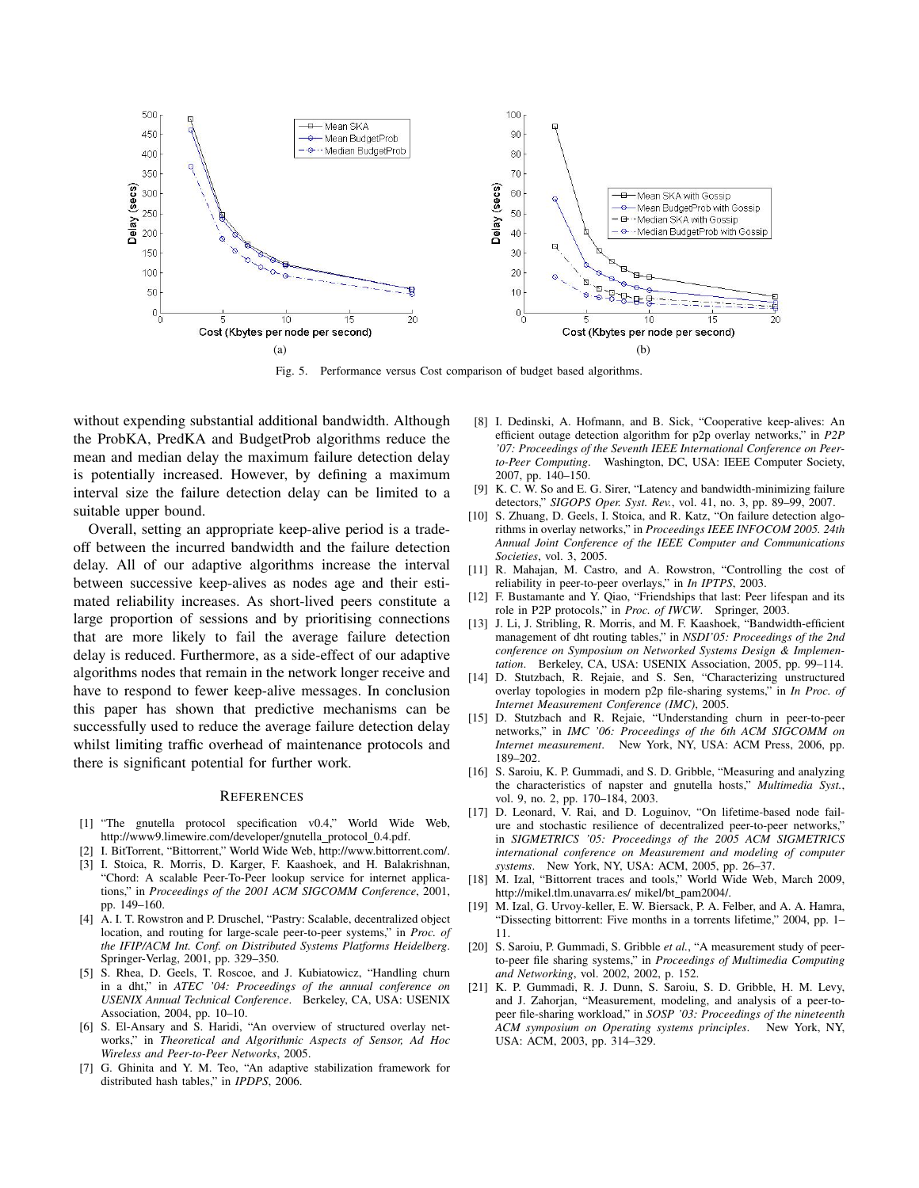500
450
400
350
300
250
200
150
100
50
0

Delay (secs)

Mean SKA
Mean BudgetProb
Median BudgetProb

0 5 10 15 20

Cost (Kbytes per node per second)

(a)

100
90
80
70
60
50
40
30
20
10
0

Delay (secs)

Mean SKA with Gossip
Mean BudgetProb with Gossip
Median SKA with Gossip
Median BudgetProb with Gossip

0 5 10 15 20

Cost (Kbytes per node per second)

(b)

Fig. 5. Performance versus Cost comparison of budget based algorithms.

without expending substantial additional bandwidth. Although the ProbKA, PredKA and BudgetProb algorithms reduce the mean and median delay the maximum failure detection delay is potentially increased. However, by defining a maximum interval size the failure detection delay can be limited to a suitable upper bound.

Overall, setting an appropriate keep-alive period is a trade-off between the incurred bandwidth and the failure detection delay. All of our adaptive algorithms increase the interval between successive keep-alives as nodes age and their estimated reliability increases. As short-lived peers constitute a large proportion of sessions and by prioritising connections that are more likely to fail the average failure detection delay is reduced. Furthermore, as a side-effect of our adaptive algorithms nodes that remain in the network longer receive and have to respond to fewer keep-alive messages. In conclusion this paper has shown that predictive mechanisms can be successfully used to reduce the average failure detection delay whilst limiting traffic overhead of maintenance protocols and there is significant potential for further work.

## References

[1] "The gnutella protocol specification v0.4," World Wide Web, http://www9.limewire.com/developer/gnutella_protocol_0.4.pdf.

[2] I. BitTorrent, "Bittorrent," World Wide Web, http://www.bittorrent.com/.

[3] I. Stoica, R. Morris, D. Karger, F. Kaashoek, and H. Balakrishnan, "Chord: A scalable Peer-To-Peer lookup service for internet applications," in *Proceedings of the 2001 ACM SIGCOMM Conference*, 2001, pp. 149–160.

[4] A. I. T. Rowstron and P. Druschel, "Pastry: Scalable, decentralized object location, and routing for large-scale peer-to-peer systems," in *Proc. of the IFIP/ACM Int. Conf. on Distributed Systems Platforms Heidelberg*. Springer-Verlag, 2001, pp. 329–350.

[5] S. Rhea, D. Geels, T. Roscoe, and J. Kubiatowicz, "Handling churn in a dht," in *ATEC '04: Proceedings of the annual conference on USENIX Annual Technical Conference*. Berkeley, CA, USA: USENIX Association, 2004, pp. 10–10.

[6] S. El-Ansary and S. Haridi, "An overview of structured overlay networks," in *Theoretical and Algorithmic Aspects of Sensor, Ad Hoc Wireless and Peer-to-Peer Networks*, 2005.

[7] G. Ghinita and Y. M. Teo, "An adaptive stabilization framework for distributed hash tables," in *IPDPS*, 2006.

[8] I. Dedinski, A. Hofmann, and B. Sick, "Cooperative keep-alives: An efficient outage detection algorithm for p2p overlay networks," in *P2P '07: Proceedings of the Seventh IEEE International Conference on Peer-to-Peer Computing*. Washington, DC, USA: IEEE Computer Society, 2007, pp. 140–150.

[9] K. C. W. So and E. G. Sirer, "Latency and bandwidth-minimizing failure detectors," *SIGOPS Oper. Syst. Rev.*, vol. 41, no. 3, pp. 89–99, 2007.

[10] S. Zhuang, D. Geels, I. Stoica, and R. Katz, "On failure detection algorithms in overlay networks," in *Proceedings IEEE INFOCOM 2005. 24th Annual Joint Conference of the IEEE Computer and Communications Societies*, vol. 3, 2005.

[11] R. Mahajan, M. Castro, and A. Rowstron, "Controlling the cost of reliability in peer-to-peer overlays," in *In IPTPS*, 2003.

[12] F. Bustamante and Y. Qiao, "Friendships that last: Peer lifespan and its role in P2P protocols," in *Proc. of IWCW*. Springer, 2003.

[13] J. Li, J. Stribling, R. Morris, and M. F. Kaashoek, "Bandwidth-efficient management of dht routing tables," in *NSDI'05: Proceedings of the 2nd conference on Symposium on Networked Systems Design & Implementation*. Berkeley, CA, USA: USENIX Association, 2005, pp. 99–114.

[14] D. Stutzbach, R. Rejaie, and S. Sen, "Characterizing unstructured overlay topologies in modern p2p file-sharing systems," in *In Proc. of Internet Measurement Conference (IMC)*, 2005.

[15] D. Stutzbach and R. Rejaie, "Understanding churn in peer-to-peer networks," in *IMC '06: Proceedings of the 6th ACM SIGCOMM on Internet measurement*. New York, NY, USA: ACM Press, 2006, pp. 189–202.

[16] S. Saroiu, K. P. Gummadi, and S. D. Gribble, "Measuring and analyzing the characteristics of napster and gnutella hosts," *Multimedia Syst.*, vol. 9, no. 2, pp. 170–184, 2003.

[17] D. Leonard, V. Rai, and D. Loguinov, "On lifetime-based node failure and stochastic resilience of decentralized peer-to-peer networks," in *SIGMETRICS '05: Proceedings of the 2005 ACM SIGMETRICS international conference on Measurement and modeling of computer systems*. New York, NY, USA: ACM, 2005, pp. 26–37.

[18] M. Izal, "Bittorrent traces and tools," World Wide Web, March 2009, http://mikel.tlm.unavarra.es/ mikel/bt_pam2004/.

[19] M. Izal, G. Urvoy-keller, E. W. Biersack, P. A. Felber, and A. A. Hamra, "Dissecting bittorrent: Five months in a torrents lifetime," 2004, pp. 1–11.

[20] S. Saroiu, P. Gummadi, S. Gribble *et al.*, "A measurement study of peer-to-peer file sharing systems," in *Proceedings of Multimedia Computing and Networking*, vol. 2002, 2002, p. 152.

[21] K. P. Gummadi, R. J. Dunn, S. Saroiu, S. D. Gribble, H. M. Levy, and J. Zahorjan, "Measurement, modeling, and analysis of a peer-to-peer file-sharing workload," in *SOSP '03: Proceedings of the nineteenth ACM symposium on Operating systems principles*. New York, NY, USA: ACM, 2003, pp. 314–329.